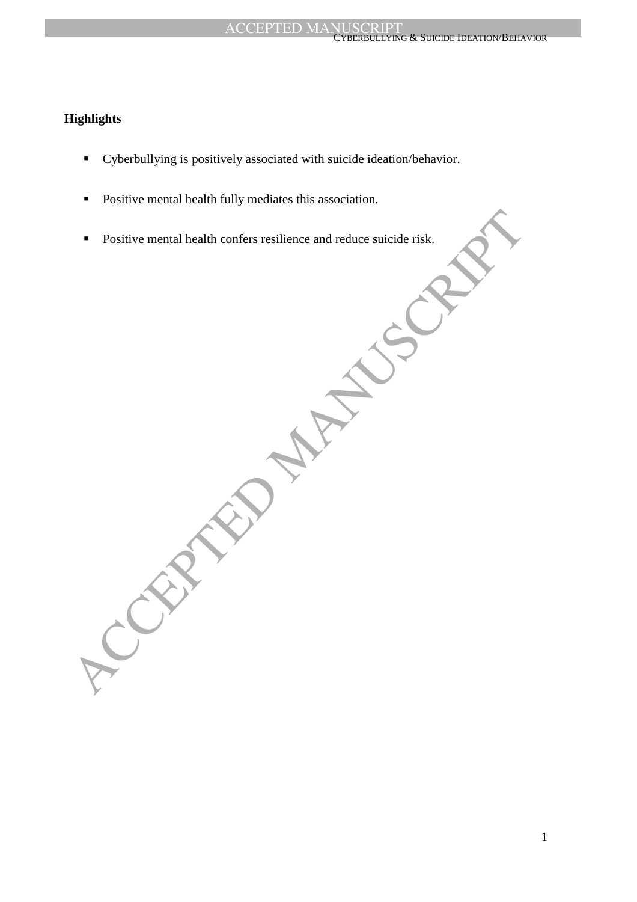**Highlights**

- Cyberbullying is positively associated with suicide ideation/behavior.
- Positive mental health fully mediates this association.
- Positive mental health confers resilience and reduce suicide risk.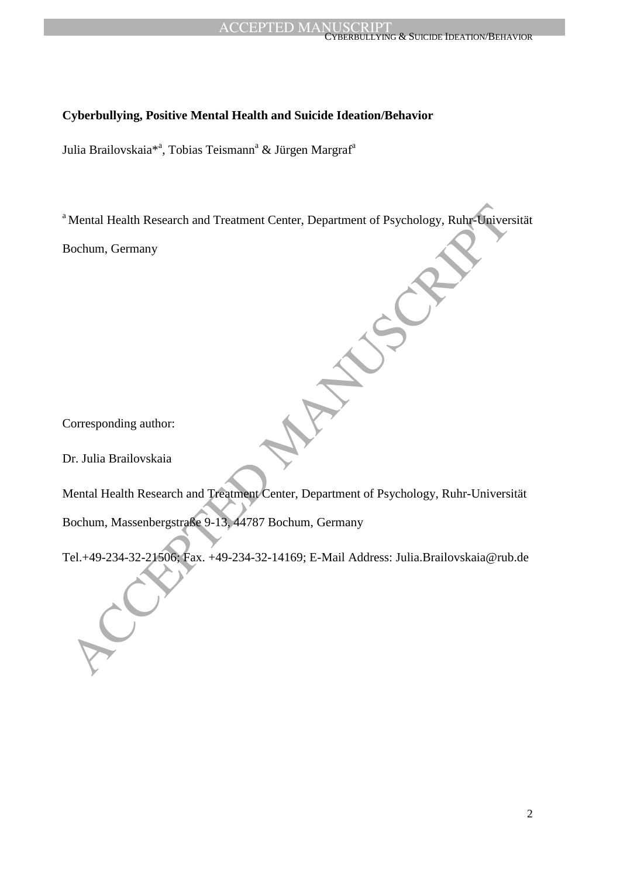**Cyberbullying, Positive Mental Health and Suicide Ideation/Behavior**

Julia Brailovskaia*[a], Tobias Teismann[a] & Jürgen Margraf[a]

[a] Mental Health Research and Treatment Center, Department of Psychology, Ruhr-Universität Bochum, Germany

Corresponding author:

Dr. Julia Brailovskaia

Mental Health Research and Treatment Center, Department of Psychology, Ruhr-Universität Bochum, Massenbergstraße 9-13, 44787 Bochum, Germany

Tel.+49-234-32-21506; Fax. +49-234-32-14169; E-Mail Address: Julia.Brailovskaia@rub.de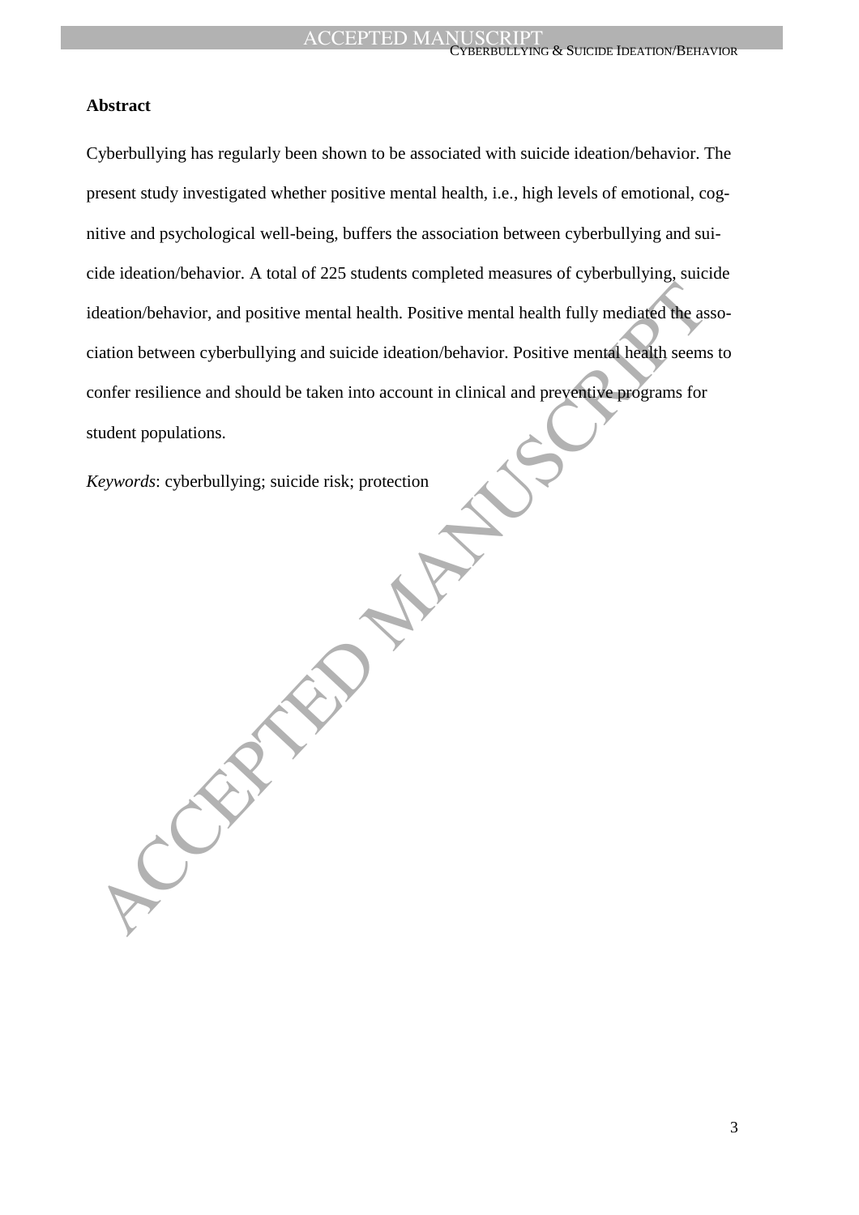**Abstract**

Cyberbullying has regularly been shown to be associated with suicide ideation/behavior. The present study investigated whether positive mental health, i.e., high levels of emotional, cognitive and psychological well-being, buffers the association between cyberbullying and suicide ideation/behavior. A total of 225 students completed measures of cyberbullying, suicide ideation/behavior, and positive mental health. Positive mental health fully mediated the association between cyberbullying and suicide ideation/behavior. Positive mental health seems to confer resilience and should be taken into account in clinical and preventive programs for student populations.

*Keywords*: cyberbullying; suicide risk; protection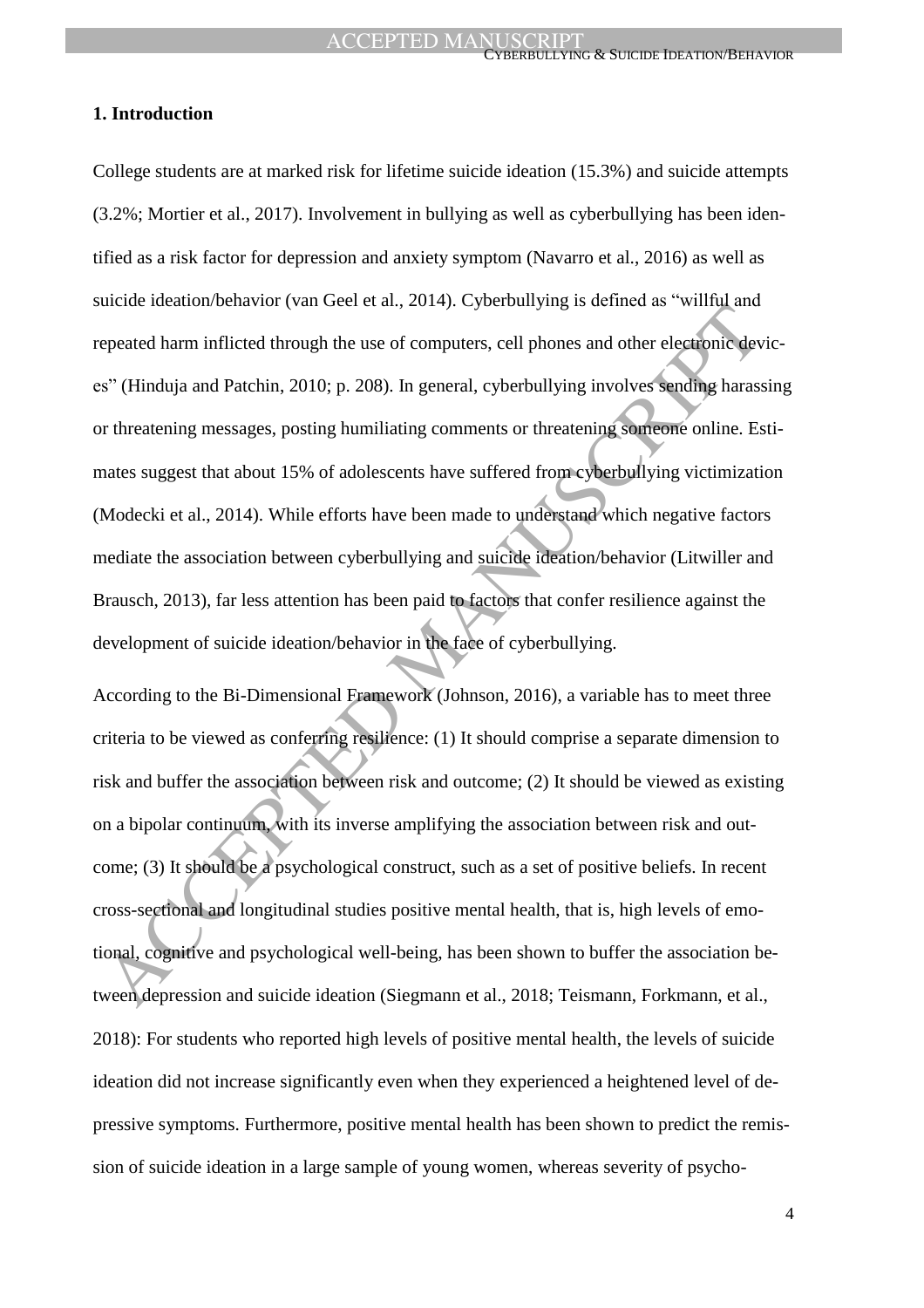## 1. Introduction

College students are at marked risk for lifetime suicide ideation (15.3%) and suicide attempts (3.2%; Mortier et al., 2017). Involvement in bullying as well as cyberbullying has been identified as a risk factor for depression and anxiety symptom (Navarro et al., 2016) as well as suicide ideation/behavior (van Geel et al., 2014). Cyberbullying is defined as "willful and repeated harm inflicted through the use of computers, cell phones and other electronic devices" (Hinduja and Patchin, 2010; p. 208). In general, cyberbullying involves sending harassing or threatening messages, posting humiliating comments or threatening someone online. Estimates suggest that about 15% of adolescents have suffered from cyberbullying victimization (Modecki et al., 2014). While efforts have been made to understand which negative factors mediate the association between cyberbullying and suicide ideation/behavior (Litwiller and Brausch, 2013), far less attention has been paid to factors that confer resilience against the development of suicide ideation/behavior in the face of cyberbullying.

According to the Bi-Dimensional Framework (Johnson, 2016), a variable has to meet three criteria to be viewed as conferring resilience: (1) It should comprise a separate dimension to risk and buffer the association between risk and outcome; (2) It should be viewed as existing on a bipolar continuum, with its inverse amplifying the association between risk and outcome; (3) It should be a psychological construct, such as a set of positive beliefs. In recent cross-sectional and longitudinal studies positive mental health, that is, high levels of emotional, cognitive and psychological well-being, has been shown to buffer the association between depression and suicide ideation (Siegmann et al., 2018; Teismann, Forkmann, et al., 2018): For students who reported high levels of positive mental health, the levels of suicide ideation did not increase significantly even when they experienced a heightened level of depressive symptoms. Furthermore, positive mental health has been shown to predict the remission of suicide ideation in a large sample of young women, whereas severity of psycho-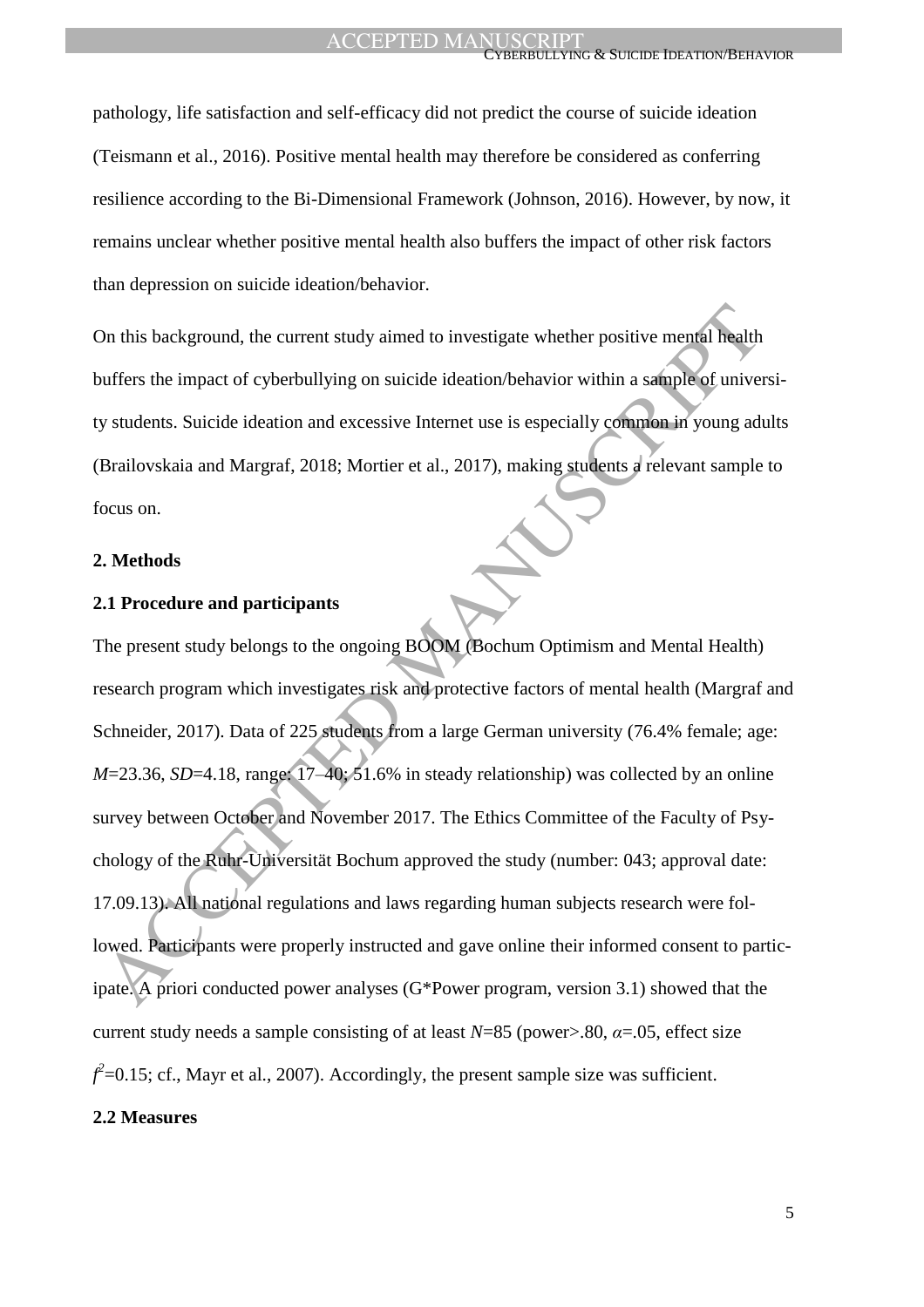pathology, life satisfaction and self-efficacy did not predict the course of suicide ideation (Teismann et al., 2016). Positive mental health may therefore be considered as conferring resilience according to the Bi-Dimensional Framework (Johnson, 2016). However, by now, it remains unclear whether positive mental health also buffers the impact of other risk factors than depression on suicide ideation/behavior.

On this background, the current study aimed to investigate whether positive mental health buffers the impact of cyberbullying on suicide ideation/behavior within a sample of university students. Suicide ideation and excessive Internet use is especially common in young adults (Brailovskaia and Margraf, 2018; Mortier et al., 2017), making students a relevant sample to focus on.

## 2. Methods

### 2.1 Procedure and participants

The present study belongs to the ongoing BOOM (Bochum Optimism and Mental Health) research program which investigates risk and protective factors of mental health (Margraf and Schneider, 2017). Data of 225 students from a large German university (76.4% female; age: $M$=23.36, $SD$=4.18, range: 17–40; 51.6% in steady relationship) was collected by an online survey between October and November 2017. The Ethics Committee of the Faculty of Psychology of the Ruhr-Universität Bochum approved the study (number: 043; approval date: 17.09.13). All national regulations and laws regarding human subjects research were followed. Participants were properly instructed and gave online their informed consent to participate. A priori conducted power analyses (G*Power program, version 3.1) showed that the current study needs a sample consisting of at least $N$=85 (power>.80, $\alpha$=.05, effect size $f^2$=0.15; cf., Mayr et al., 2007). Accordingly, the present sample size was sufficient.

### 2.2 Measures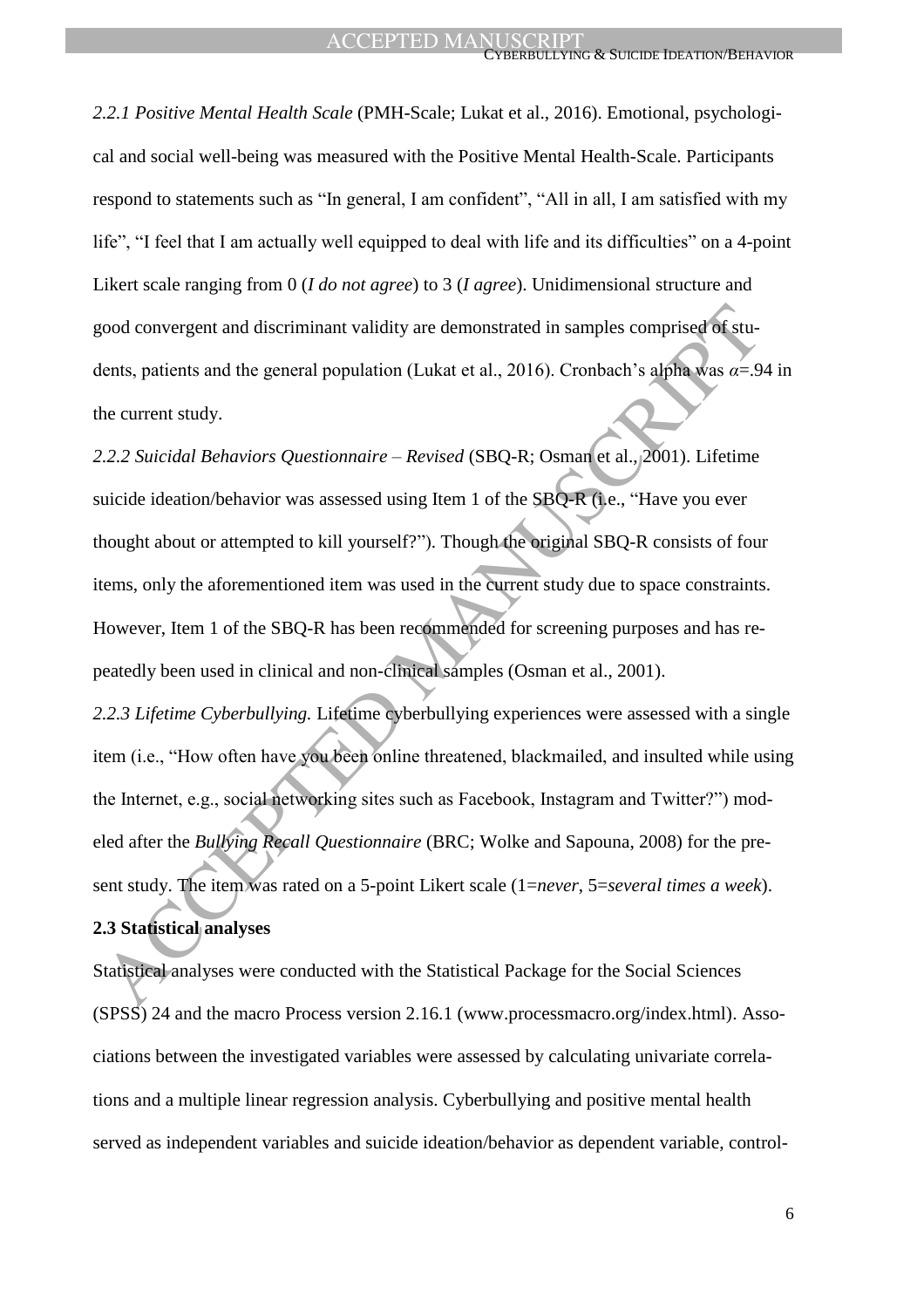*2.2.1 Positive Mental Health Scale* (PMH-Scale; Lukat et al., 2016). Emotional, psychological and social well-being was measured with the Positive Mental Health-Scale. Participants respond to statements such as "In general, I am confident", "All in all, I am satisfied with my life", "I feel that I am actually well equipped to deal with life and its difficulties" on a 4-point Likert scale ranging from 0 (*I do not agree*) to 3 (*I agree*). Unidimensional structure and good convergent and discriminant validity are demonstrated in samples comprised of students, patients and the general population (Lukat et al., 2016). Cronbach's alpha was $\alpha$=.94 in the current study.

*2.2.2 Suicidal Behaviors Questionnaire – Revised* (SBQ-R; Osman et al., 2001). Lifetime suicide ideation/behavior was assessed using Item 1 of the SBQ-R (i.e., "Have you ever thought about or attempted to kill yourself?"). Though the original SBQ-R consists of four items, only the aforementioned item was used in the current study due to space constraints. However, Item 1 of the SBQ-R has been recommended for screening purposes and has repeatedly been used in clinical and non-clinical samples (Osman et al., 2001).

*2.2.3 Lifetime Cyberbullying.* Lifetime cyberbullying experiences were assessed with a single item (i.e., "How often have you been online threatened, blackmailed, and insulted while using the Internet, e.g., social networking sites such as Facebook, Instagram and Twitter?") modeled after the *Bullying Recall Questionnaire* (BRC; Wolke and Sapouna, 2008) for the present study. The item was rated on a 5-point Likert scale (1=*never*, 5=*several times a week*).

**2.3 Statistical analyses**

Statistical analyses were conducted with the Statistical Package for the Social Sciences (SPSS) 24 and the macro Process version 2.16.1 (www.processmacro.org/index.html). Associations between the investigated variables were assessed by calculating univariate correlations and a multiple linear regression analysis. Cyberbullying and positive mental health served as independent variables and suicide ideation/behavior as dependent variable, control-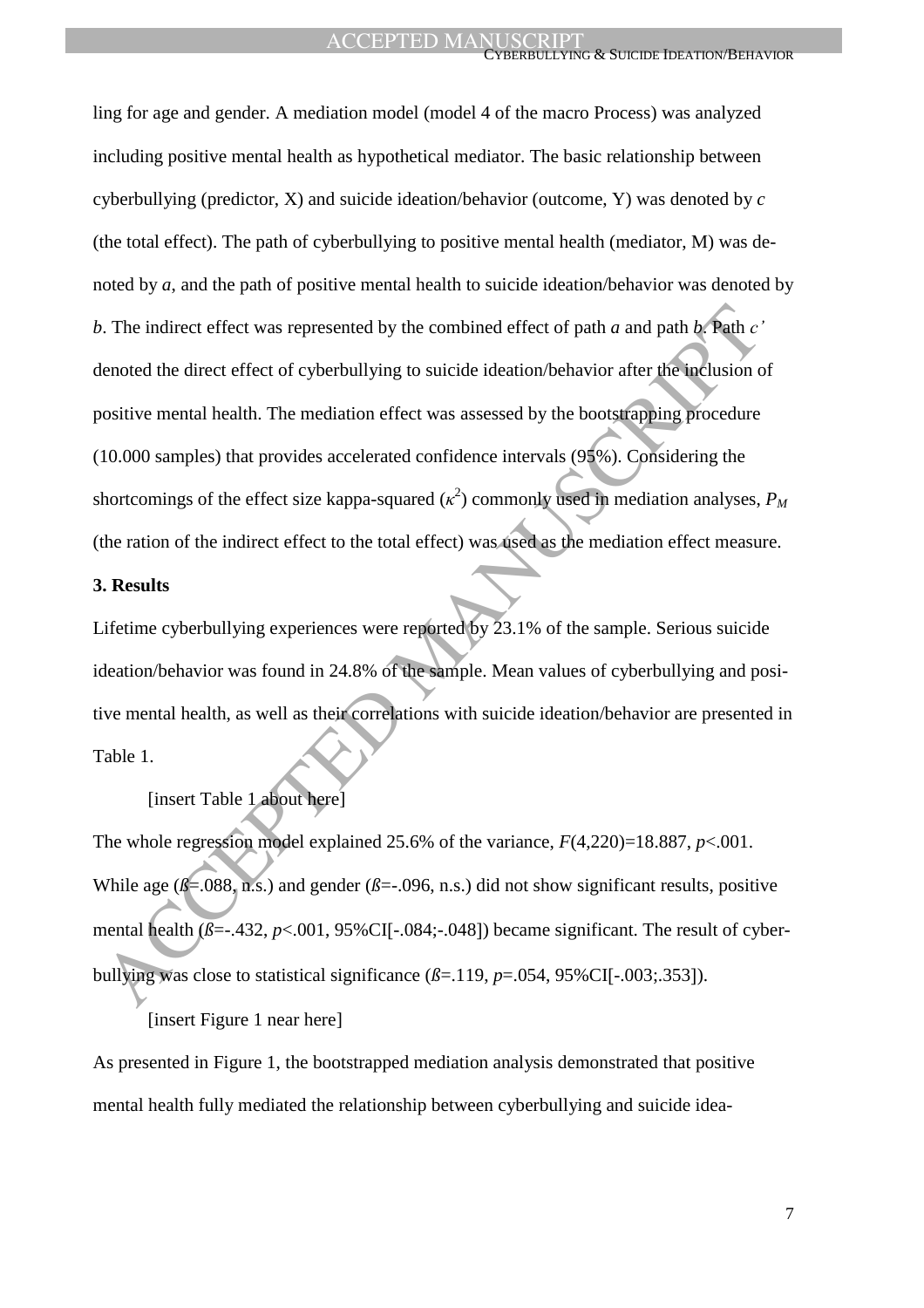ling for age and gender. A mediation model (model 4 of the macro Process) was analyzed including positive mental health as hypothetical mediator. The basic relationship between cyberbullying (predictor, X) and suicide ideation/behavior (outcome, Y) was denoted by *c* (the total effect). The path of cyberbullying to positive mental health (mediator, M) was denoted by *a*, and the path of positive mental health to suicide ideation/behavior was denoted by *b*. The indirect effect was represented by the combined effect of path *a* and path *b*. Path *c'* denoted the direct effect of cyberbullying to suicide ideation/behavior after the inclusion of positive mental health. The mediation effect was assessed by the bootstrapping procedure (10.000 samples) that provides accelerated confidence intervals (95%). Considering the shortcomings of the effect size kappa-squared ($\kappa^2$) commonly used in mediation analyses, $P_M$ (the ration of the indirect effect to the total effect) was used as the mediation effect measure.

**3. Results**

Lifetime cyberbullying experiences were reported by 23.1% of the sample. Serious suicide ideation/behavior was found in 24.8% of the sample. Mean values of cyberbullying and positive mental health, as well as their correlations with suicide ideation/behavior are presented in Table 1.

[insert Table 1 about here]

The whole regression model explained 25.6% of the variance, $F(4,220)=18.887$, $p<.001$. While age ($ß=.088$, n.s.) and gender ($ß=-.096$, n.s.) did not show significant results, positive mental health ($ß=-.432$, $p<.001$, 95%CI[-.084;-.048]) became significant. The result of cyberbullying was close to statistical significance ($ß=.119$, $p=.054$, 95%CI[-.003;.353]).

[insert Figure 1 near here]

As presented in Figure 1, the bootstrapped mediation analysis demonstrated that positive mental health fully mediated the relationship between cyberbullying and suicide idea-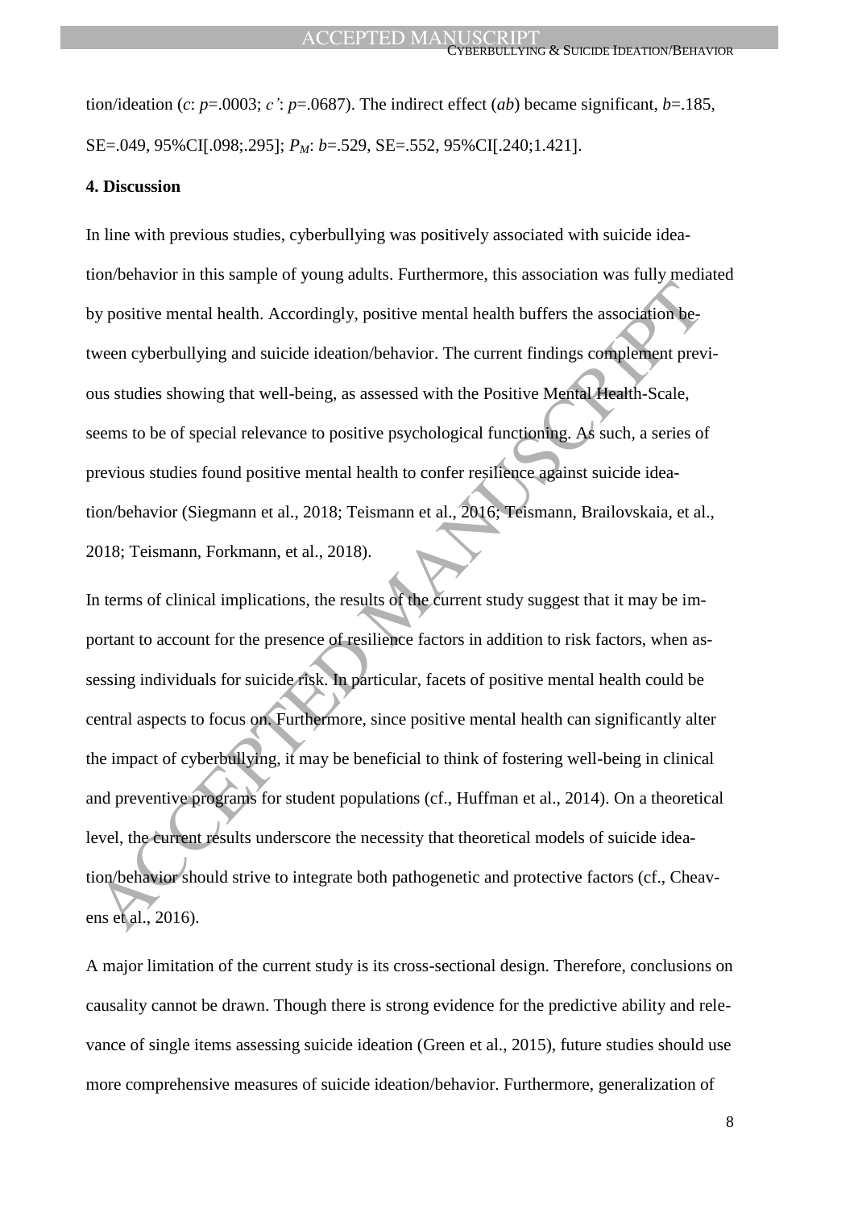tion/ideation (*c*: $p$=.0003; *c'*: $p$=.0687). The indirect effect (*ab*) became significant, $b$=.185, SE=.049, 95%CI[.098;.295]; $P_M$: $b$=.529, SE=.552, 95%CI[.240;1.421].

### 4. Discussion

In line with previous studies, cyberbullying was positively associated with suicide ideation/behavior in this sample of young adults. Furthermore, this association was fully mediated by positive mental health. Accordingly, positive mental health buffers the association between cyberbullying and suicide ideation/behavior. The current findings complement previous studies showing that well-being, as assessed with the Positive Mental Health-Scale, seems to be of special relevance to positive psychological functioning. As such, a series of previous studies found positive mental health to confer resilience against suicide ideation/behavior (Siegmann et al., 2018; Teismann et al., 2016; Teismann, Brailovskaia, et al., 2018; Teismann, Forkmann, et al., 2018).

In terms of clinical implications, the results of the current study suggest that it may be important to account for the presence of resilience factors in addition to risk factors, when assessing individuals for suicide risk. In particular, facets of positive mental health could be central aspects to focus on. Furthermore, since positive mental health can significantly alter the impact of cyberbullying, it may be beneficial to think of fostering well-being in clinical and preventive programs for student populations (cf., Huffman et al., 2014). On a theoretical level, the current results underscore the necessity that theoretical models of suicide ideation/behavior should strive to integrate both pathogenetic and protective factors (cf., Cheavens et al., 2016).

A major limitation of the current study is its cross-sectional design. Therefore, conclusions on causality cannot be drawn. Though there is strong evidence for the predictive ability and relevance of single items assessing suicide ideation (Green et al., 2015), future studies should use more comprehensive measures of suicide ideation/behavior. Furthermore, generalization of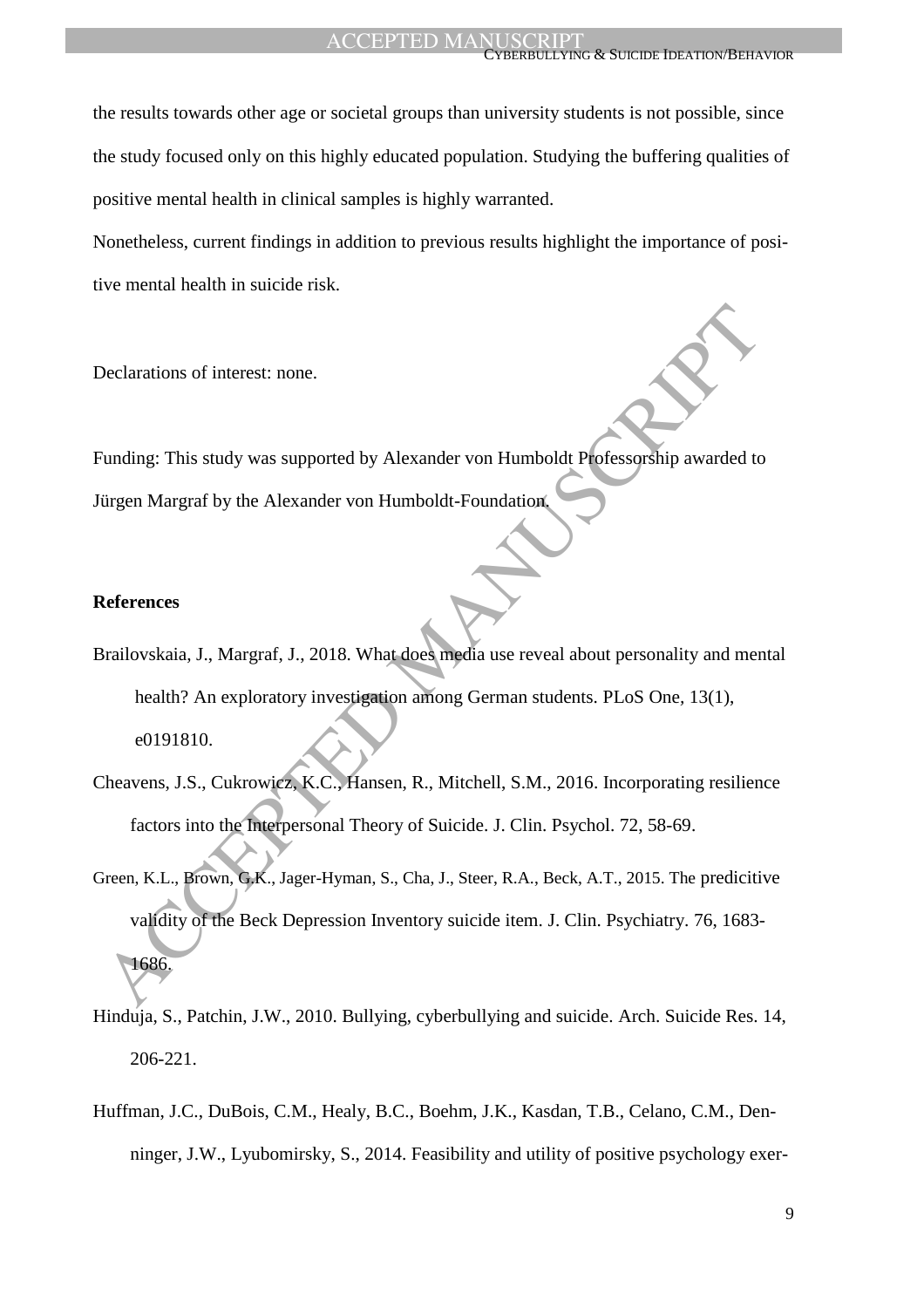the results towards other age or societal groups than university students is not possible, since the study focused only on this highly educated population. Studying the buffering qualities of positive mental health in clinical samples is highly warranted.

Nonetheless, current findings in addition to previous results highlight the importance of positive mental health in suicide risk.

Declarations of interest: none.

Funding: This study was supported by Alexander von Humboldt Professorship awarded to Jürgen Margraf by the Alexander von Humboldt-Foundation.

**References**

Brailovskaia, J., Margraf, J., 2018. What does media use reveal about personality and mental health? An exploratory investigation among German students. PLoS One, 13(1), e0191810.

Cheavens, J.S., Cukrowicz, K.C., Hansen, R., Mitchell, S.M., 2016. Incorporating resilience factors into the Interpersonal Theory of Suicide. J. Clin. Psychol. 72, 58-69.

Green, K.L., Brown, G.K., Jager-Hyman, S., Cha, J., Steer, R.A., Beck, A.T., 2015. The predicitive validity of the Beck Depression Inventory suicide item. J. Clin. Psychiatry. 76, 1683-1686.

Hinduja, S., Patchin, J.W., 2010. Bullying, cyberbullying and suicide. Arch. Suicide Res. 14, 206-221.

Huffman, J.C., DuBois, C.M., Healy, B.C., Boehm, J.K., Kasdan, T.B., Celano, C.M., Denninger, J.W., Lyubomirsky, S., 2014. Feasibility and utility of positive psychology exer-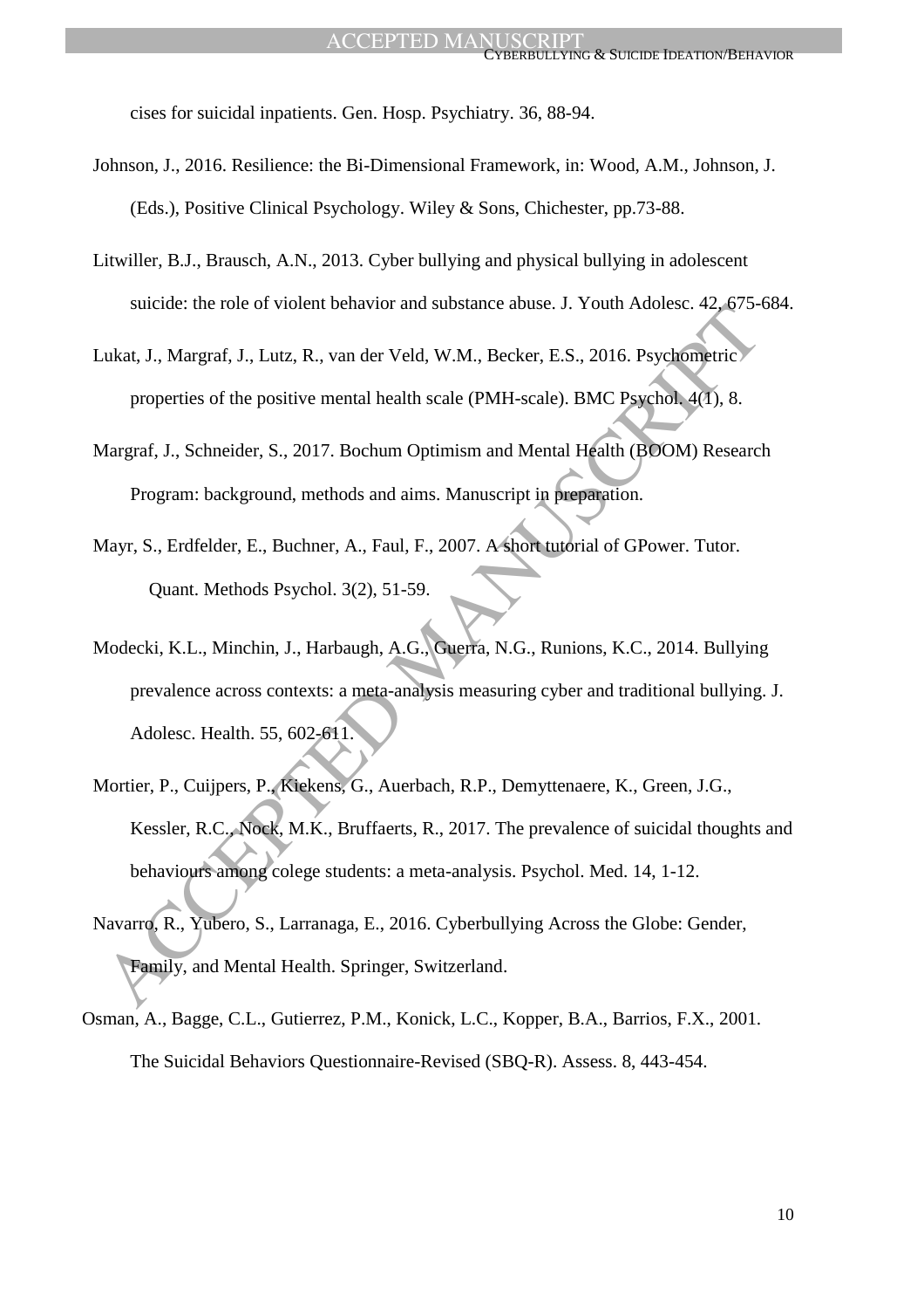cises for suicidal inpatients. Gen. Hosp. Psychiatry. 36, 88-94.

Johnson, J., 2016. Resilience: the Bi-Dimensional Framework, in: Wood, A.M., Johnson, J. (Eds.), Positive Clinical Psychology. Wiley & Sons, Chichester, pp.73-88.

Litwiller, B.J., Brausch, A.N., 2013. Cyber bullying and physical bullying in adolescent suicide: the role of violent behavior and substance abuse. J. Youth Adolesc. 42, 675-684.

Lukat, J., Margraf, J., Lutz, R., van der Veld, W.M., Becker, E.S., 2016. Psychometric properties of the positive mental health scale (PMH-scale). BMC Psychol. 4(1), 8.

Margraf, J., Schneider, S., 2017. Bochum Optimism and Mental Health (BOOM) Research Program: background, methods and aims. Manuscript in preparation.

Mayr, S., Erdfelder, E., Buchner, A., Faul, F., 2007. A short tutorial of GPower. Tutor. Quant. Methods Psychol. 3(2), 51-59.

Modecki, K.L., Minchin, J., Harbaugh, A.G., Guerra, N.G., Runions, K.C., 2014. Bullying prevalence across contexts: a meta-analysis measuring cyber and traditional bullying. J. Adolesc. Health. 55, 602-611.

Mortier, P., Cuijpers, P., Kiekens, G., Auerbach, R.P., Demyttenaere, K., Green, J.G., Kessler, R.C., Nock, M.K., Bruffaerts, R., 2017. The prevalence of suicidal thoughts and behaviours among colege students: a meta-analysis. Psychol. Med. 14, 1-12.

Navarro, R., Yubero, S., Larranaga, E., 2016. Cyberbullying Across the Globe: Gender, Family, and Mental Health. Springer, Switzerland.

Osman, A., Bagge, C.L., Gutierrez, P.M., Konick, L.C., Kopper, B.A., Barrios, F.X., 2001. The Suicidal Behaviors Questionnaire-Revised (SBQ-R). Assess. 8, 443-454.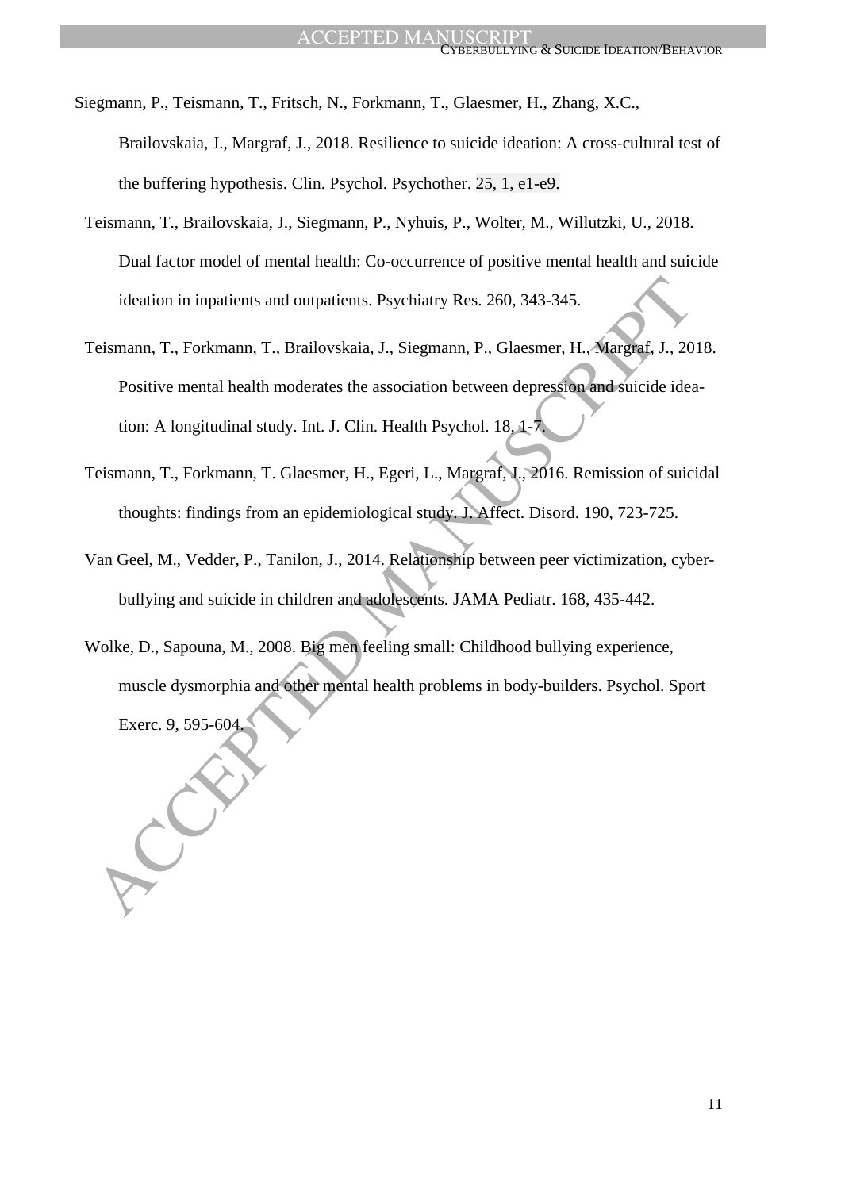Siegmann, P., Teismann, T., Fritsch, N., Forkmann, T., Glaesmer, H., Zhang, X.C., Brailovskaia, J., Margraf, J., 2018. Resilience to suicide ideation: A cross-cultural test of the buffering hypothesis. Clin. Psychol. Psychother. 25, 1, e1-e9.

Teismann, T., Brailovskaia, J., Siegmann, P., Nyhuis, P., Wolter, M., Willutzki, U., 2018. Dual factor model of mental health: Co-occurrence of positive mental health and suicide ideation in inpatients and outpatients. Psychiatry Res. 260, 343-345.

Teismann, T., Forkmann, T., Brailovskaia, J., Siegmann, P., Glaesmer, H., Margraf, J., 2018. Positive mental health moderates the association between depression and suicide ideation: A longitudinal study. Int. J. Clin. Health Psychol. 18, 1-7.

Teismann, T., Forkmann, T. Glaesmer, H., Egeri, L., Margraf, J., 2016. Remission of suicidal thoughts: findings from an epidemiological study. J. Affect. Disord. 190, 723-725.

Van Geel, M., Vedder, P., Tanilon, J., 2014. Relationship between peer victimization, cyber-bullying and suicide in children and adolescents. JAMA Pediatr. 168, 435-442.

Wolke, D., Sapouna, M., 2008. Big men feeling small: Childhood bullying experience, muscle dysmorphia and other mental health problems in body-builders. Psychol. Sport Exerc. 9, 595-604.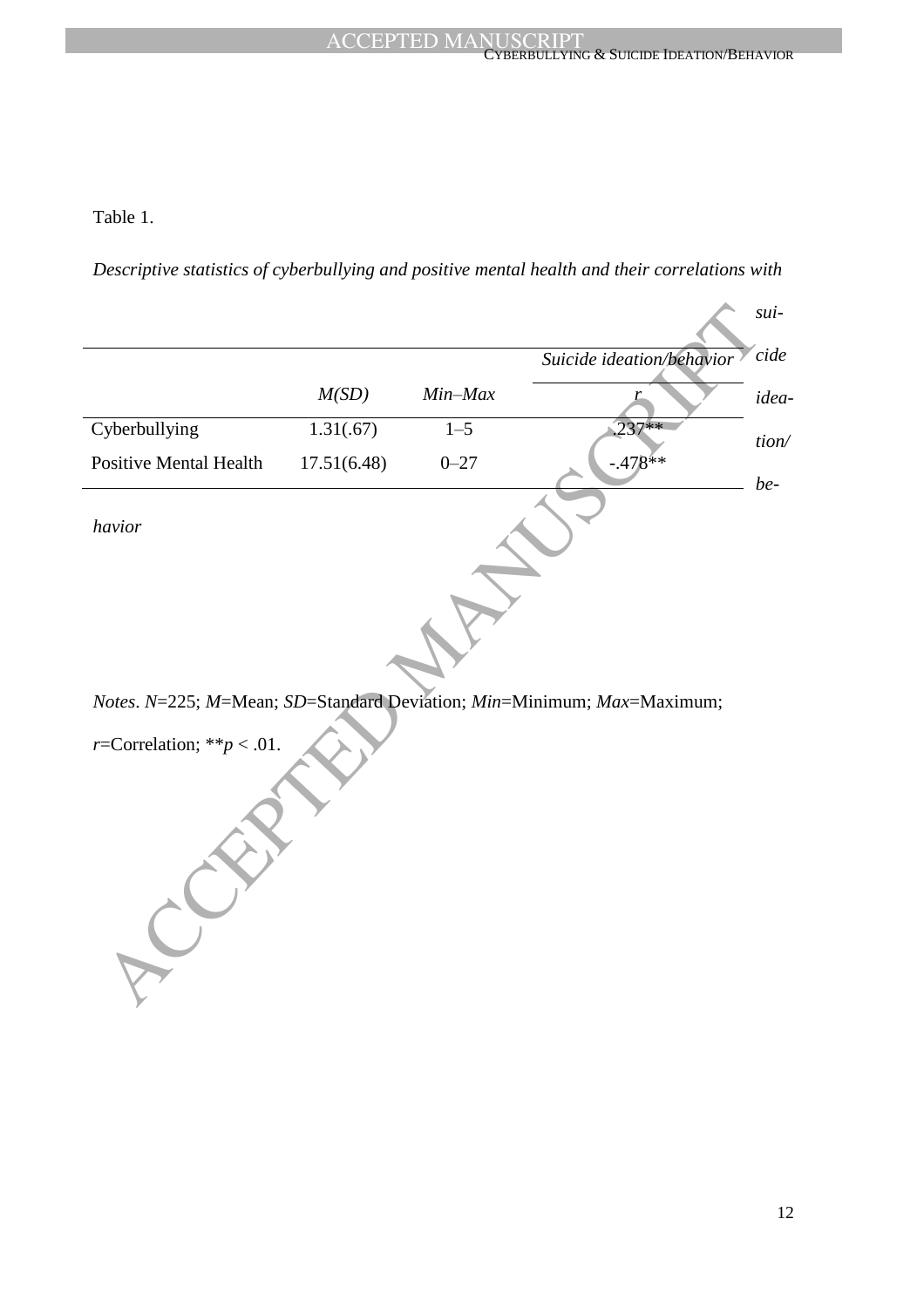Table 1.

*Descriptive statistics of cyberbullying and positive mental health and their correlations with suicide ideation/behavior*

| | *M(SD)* | *Min–Max* | *Suicide ideation/behavior* *r* |
|---|---|---|---|
| Cyberbullying | 1.31(.67) | 1–5 | .237** |
| Positive Mental Health | 17.51(6.48) | 0–27 | -.478** |

*Notes*. *N*=225; *M*=Mean; *SD*=Standard Deviation; *Min*=Minimum; *Max*=Maximum; *r*=Correlation; ***p* < .01.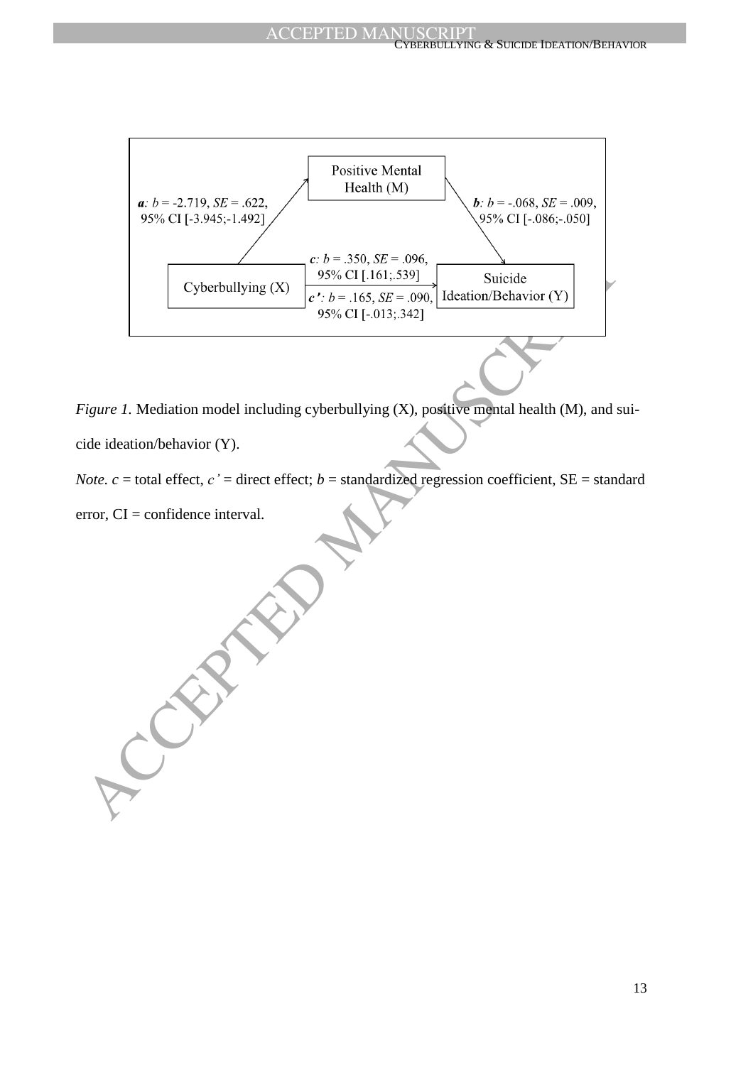Positive Mental Health (M)

***a****:* $b$ = -2.719, *SE* = .622, 95% CI [-3.945;-1.492]

***b****:* $b$ = -.068, *SE* = .009, 95% CI [-.086;-.050]

Cyberbullying (X)

***c****:* $b$ = .350, *SE* = .096, 95% CI [.161;.539]

***c'****:* $b$ = .165, *SE* = .090, 95% CI [-.013;.342]

Suicide Ideation/Behavior (Y)

*Figure 1.* Mediation model including cyberbullying (X), positive mental health (M), and suicide ideation/behavior (Y).

*Note.* $c$ = total effect, $c'$ = direct effect; $b$ = standardized regression coefficient, SE = standard error, CI = confidence interval.